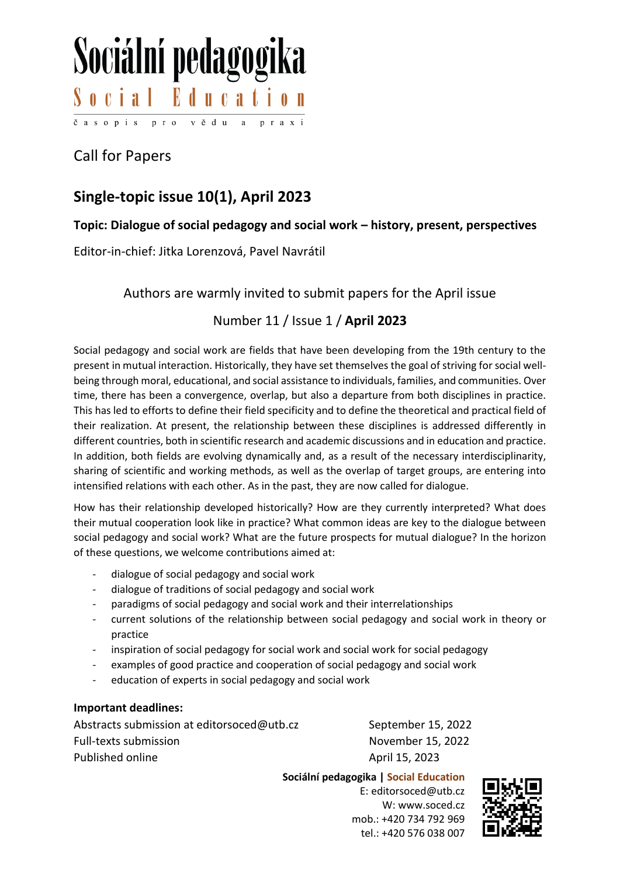# Sociální pedagogika

## Social Education

časopis pro vědu a praxi

Call for Papers

## Single-topic issue 10(1), April 2023

### Topic: Dialogue of social pedagogy and social work – history, present, perspectives

Editor-in-chief: Jitka Lorenzová, Pavel Navrátil

Authors are warmly invited to submit papers for the April issue

Number 11 / Issue 1 / **April 2023**

Social pedagogy and social work are fields that have been developing from the 19th century to the present in mutual interaction. Historically, they have set themselves the goal of striving for social well-being through moral, educational, and social assistance to individuals, families, and communities. Over time, there has been a convergence, overlap, but also a departure from both disciplines in practice. This has led to efforts to define their field specificity and to define the theoretical and practical field of their realization. At present, the relationship between these disciplines is addressed differently in different countries, both in scientific research and academic discussions and in education and practice. In addition, both fields are evolving dynamically and, as a result of the necessary interdisciplinarity, sharing of scientific and working methods, as well as the overlap of target groups, are entering into intensified relations with each other. As in the past, they are now called for dialogue.

How has their relationship developed historically? How are they currently interpreted? What does their mutual cooperation look like in practice? What common ideas are key to the dialogue between social pedagogy and social work? What are the future prospects for mutual dialogue? In the horizon of these questions, we welcome contributions aimed at:

- dialogue of social pedagogy and social work
- dialogue of traditions of social pedagogy and social work
- paradigms of social pedagogy and social work and their interrelationships
- current solutions of the relationship between social pedagogy and social work in theory or practice
- inspiration of social pedagogy for social work and social work for social pedagogy
- examples of good practice and cooperation of social pedagogy and social work
- education of experts in social pedagogy and social work

**Important deadlines:**

| | |
|---|---|
| Abstracts submission at editorsoced@utb.cz | September 15, 2022 |
| Full-texts submission | November 15, 2022 |
| Published online | April 15, 2023 |

**Sociální pedagogika | Social Education**
E: editorsoced@utb.cz
W: www.soced.cz
mob.: +420 734 792 969
tel.: +420 576 038 007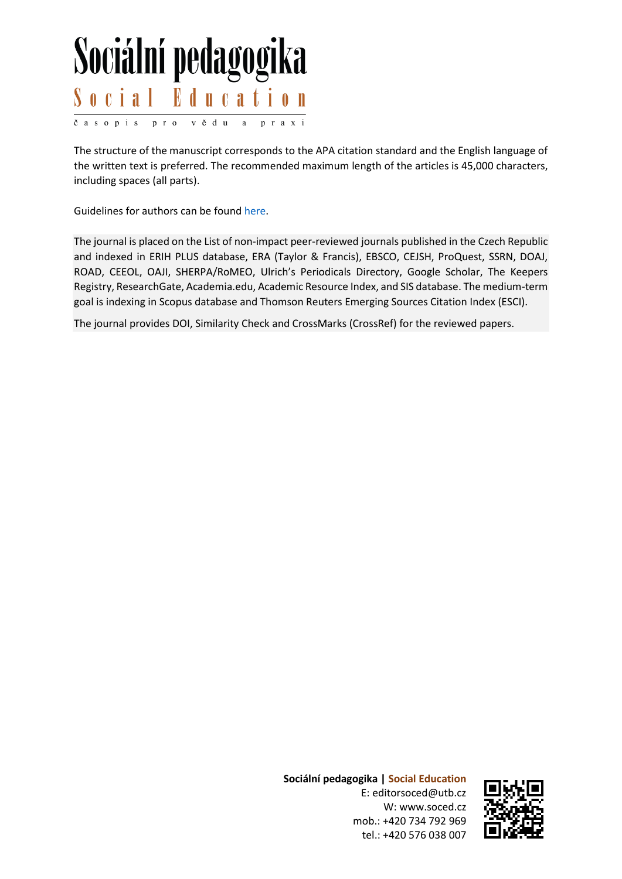# Sociální pedagogika

## Social Education

časopis pro vědu a praxi

The structure of the manuscript corresponds to the APA citation standard and the English language of the written text is preferred. The recommended maximum length of the articles is 45,000 characters, including spaces (all parts).

Guidelines for authors can be found here.

The journal is placed on the List of non-impact peer-reviewed journals published in the Czech Republic and indexed in ERIH PLUS database, ERA (Taylor & Francis), EBSCO, CEJSH, ProQuest, SSRN, DOAJ, ROAD, CEEOL, OAJI, SHERPA/RoMEO, Ulrich's Periodicals Directory, Google Scholar, The Keepers Registry, ResearchGate, Academia.edu, Academic Resource Index, and SIS database. The medium-term goal is indexing in Scopus database and Thomson Reuters Emerging Sources Citation Index (ESCI).

The journal provides DOI, Similarity Check and CrossMarks (CrossRef) for the reviewed papers.

**Sociální pedagogika | Social Education**
E: editorsoced@utb.cz
W: www.soced.cz
mob.: +420 734 792 969
tel.: +420 576 038 007